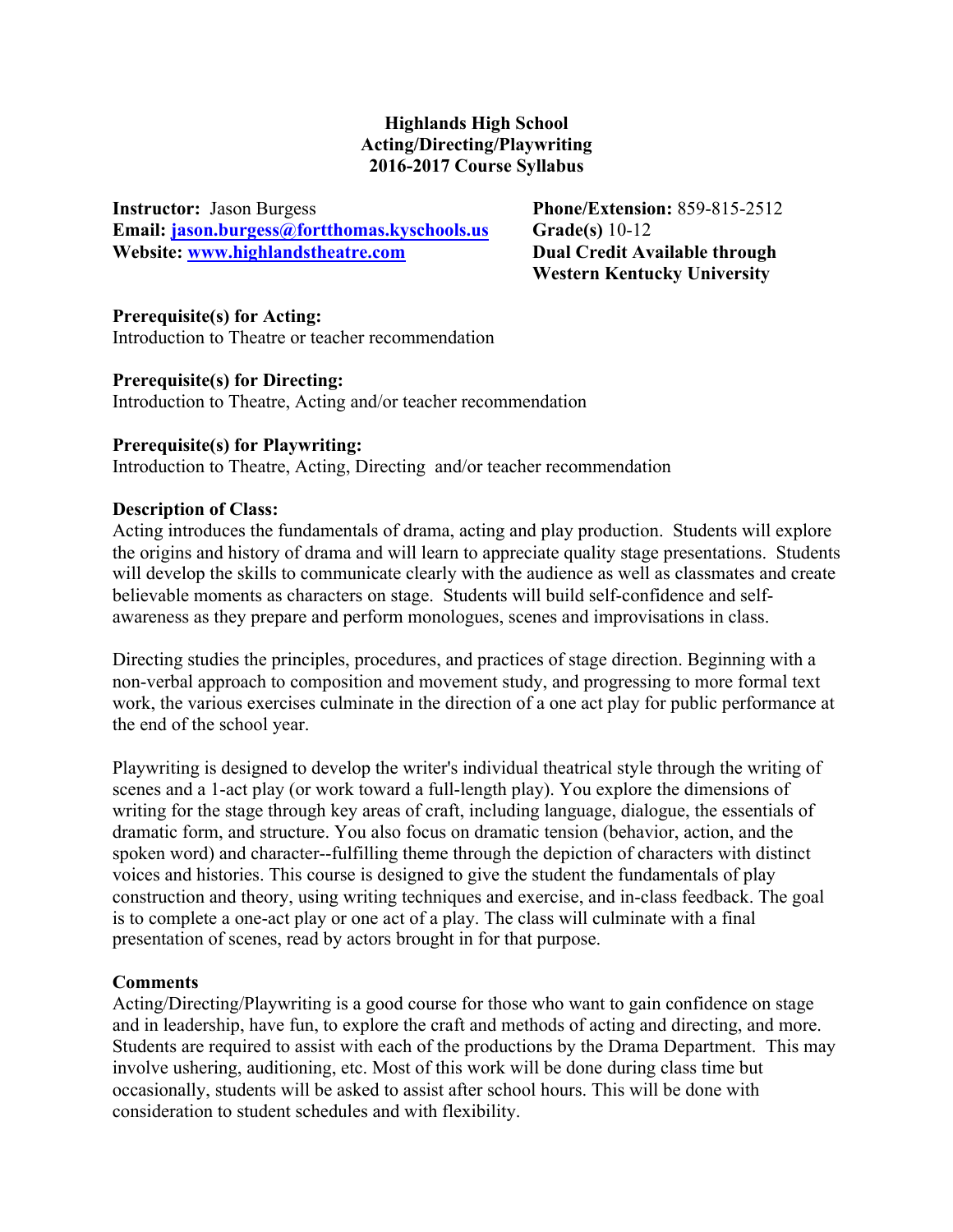# Highlands High School
## Acting/Directing/Playwriting
## 2016-2017 Course Syllabus

**Instructor:** Jason Burgess
**Email:** [jason.burgess@fortthomas.kyschools.us](mailto:jason.burgess@fortthomas.kyschools.us)
**Website:** [www.highlandstheatre.com](http://www.highlandstheatre.com)

**Phone/Extension:** 859-815-2512
**Grade(s)** 10-12
**Dual Credit Available through Western Kentucky University**

**Prerequisite(s) for Acting:**
Introduction to Theatre or teacher recommendation

**Prerequisite(s) for Directing:**
Introduction to Theatre, Acting and/or teacher recommendation

**Prerequisite(s) for Playwriting:**
Introduction to Theatre, Acting, Directing and/or teacher recommendation

**Description of Class:**
Acting introduces the fundamentals of drama, acting and play production. Students will explore the origins and history of drama and will learn to appreciate quality stage presentations. Students will develop the skills to communicate clearly with the audience as well as classmates and create believable moments as characters on stage. Students will build self-confidence and self-awareness as they prepare and perform monologues, scenes and improvisations in class.

Directing studies the principles, procedures, and practices of stage direction. Beginning with a non-verbal approach to composition and movement study, and progressing to more formal text work, the various exercises culminate in the direction of a one act play for public performance at the end of the school year.

Playwriting is designed to develop the writer's individual theatrical style through the writing of scenes and a 1-act play (or work toward a full-length play). You explore the dimensions of writing for the stage through key areas of craft, including language, dialogue, the essentials of dramatic form, and structure. You also focus on dramatic tension (behavior, action, and the spoken word) and character--fulfilling theme through the depiction of characters with distinct voices and histories. This course is designed to give the student the fundamentals of play construction and theory, using writing techniques and exercise, and in-class feedback. The goal is to complete a one-act play or one act of a play. The class will culminate with a final presentation of scenes, read by actors brought in for that purpose.

**Comments**
Acting/Directing/Playwriting is a good course for those who want to gain confidence on stage and in leadership, have fun, to explore the craft and methods of acting and directing, and more. Students are required to assist with each of the productions by the Drama Department. This may involve ushering, auditioning, etc. Most of this work will be done during class time but occasionally, students will be asked to assist after school hours. This will be done with consideration to student schedules and with flexibility.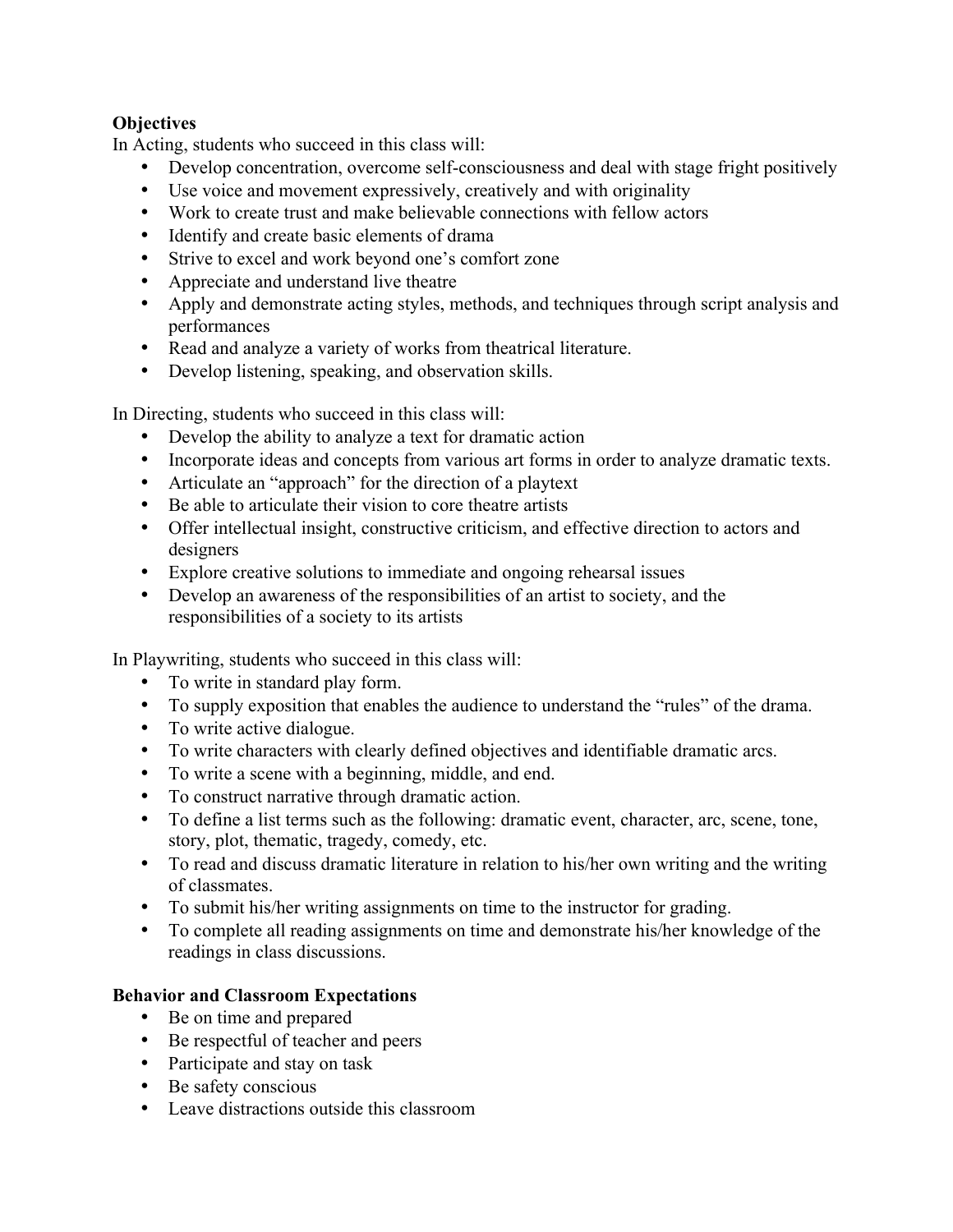**Objectives**

In Acting, students who succeed in this class will:

- Develop concentration, overcome self-consciousness and deal with stage fright positively
- Use voice and movement expressively, creatively and with originality
- Work to create trust and make believable connections with fellow actors
- Identify and create basic elements of drama
- Strive to excel and work beyond one's comfort zone
- Appreciate and understand live theatre
- Apply and demonstrate acting styles, methods, and techniques through script analysis and performances
- Read and analyze a variety of works from theatrical literature.
- Develop listening, speaking, and observation skills.

In Directing, students who succeed in this class will:

- Develop the ability to analyze a text for dramatic action
- Incorporate ideas and concepts from various art forms in order to analyze dramatic texts.
- Articulate an "approach" for the direction of a playtext
- Be able to articulate their vision to core theatre artists
- Offer intellectual insight, constructive criticism, and effective direction to actors and designers
- Explore creative solutions to immediate and ongoing rehearsal issues
- Develop an awareness of the responsibilities of an artist to society, and the responsibilities of a society to its artists

In Playwriting, students who succeed in this class will:

- To write in standard play form.
- To supply exposition that enables the audience to understand the "rules" of the drama.
- To write active dialogue.
- To write characters with clearly defined objectives and identifiable dramatic arcs.
- To write a scene with a beginning, middle, and end.
- To construct narrative through dramatic action.
- To define a list terms such as the following: dramatic event, character, arc, scene, tone, story, plot, thematic, tragedy, comedy, etc.
- To read and discuss dramatic literature in relation to his/her own writing and the writing of classmates.
- To submit his/her writing assignments on time to the instructor for grading.
- To complete all reading assignments on time and demonstrate his/her knowledge of the readings in class discussions.

**Behavior and Classroom Expectations**

- Be on time and prepared
- Be respectful of teacher and peers
- Participate and stay on task
- Be safety conscious
- Leave distractions outside this classroom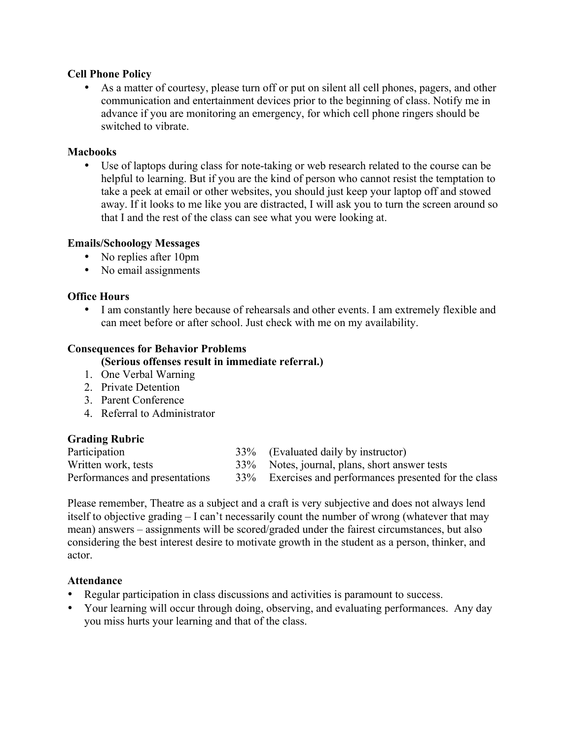**Cell Phone Policy**

- As a matter of courtesy, please turn off or put on silent all cell phones, pagers, and other communication and entertainment devices prior to the beginning of class. Notify me in advance if you are monitoring an emergency, for which cell phone ringers should be switched to vibrate.

**Macbooks**

- Use of laptops during class for note-taking or web research related to the course can be helpful to learning. But if you are the kind of person who cannot resist the temptation to take a peek at email or other websites, you should just keep your laptop off and stowed away. If it looks to me like you are distracted, I will ask you to turn the screen around so that I and the rest of the class can see what you were looking at.

**Emails/Schoology Messages**

- No replies after 10pm
- No email assignments

**Office Hours**

- I am constantly here because of rehearsals and other events. I am extremely flexible and can meet before or after school. Just check with me on my availability.

**Consequences for Behavior Problems**
**(Serious offenses result in immediate referral.)**

1. One Verbal Warning
2. Private Detention
3. Parent Conference
4. Referral to Administrator

**Grading Rubric**

| | | |
|---|---|---|
| Participation | 33% | (Evaluated daily by instructor) |
| Written work, tests | 33% | Notes, journal, plans, short answer tests |
| Performances and presentations | 33% | Exercises and performances presented for the class |

Please remember, Theatre as a subject and a craft is very subjective and does not always lend itself to objective grading – I can't necessarily count the number of wrong (whatever that may mean) answers – assignments will be scored/graded under the fairest circumstances, but also considering the best interest desire to motivate growth in the student as a person, thinker, and actor.

**Attendance**

- Regular participation in class discussions and activities is paramount to success.
- Your learning will occur through doing, observing, and evaluating performances. Any day you miss hurts your learning and that of the class.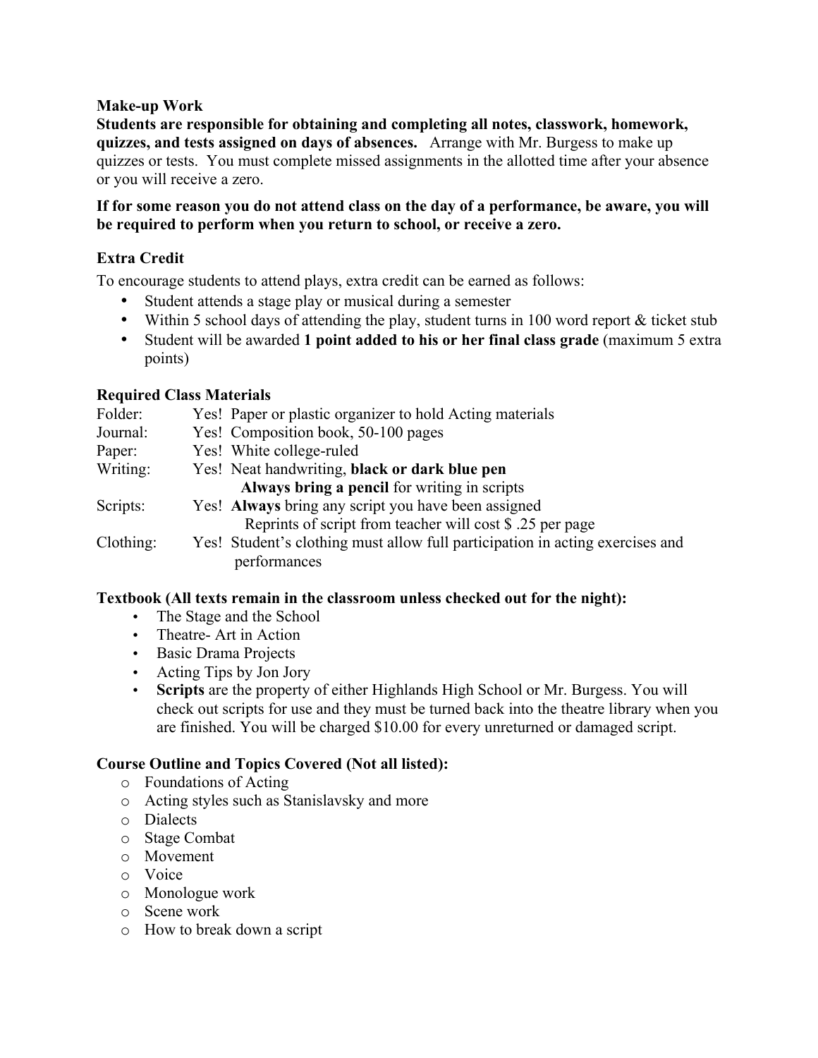**Make-up Work**

**Students are responsible for obtaining and completing all notes, classwork, homework, quizzes, and tests assigned on days of absences.** Arrange with Mr. Burgess to make up quizzes or tests. You must complete missed assignments in the allotted time after your absence or you will receive a zero.

**If for some reason you do not attend class on the day of a performance, be aware, you will be required to perform when you return to school, or receive a zero.**

**Extra Credit**

To encourage students to attend plays, extra credit can be earned as follows:

- Student attends a stage play or musical during a semester
- Within 5 school days of attending the play, student turns in 100 word report & ticket stub
- Student will be awarded **1 point added to his or her final class grade** (maximum 5 extra points)

**Required Class Materials**

| | |
|---|---|
| Folder: | Yes! Paper or plastic organizer to hold Acting materials |
| Journal: | Yes! Composition book, 50-100 pages |
| Paper: | Yes! White college-ruled |
| Writing: | Yes! Neat handwriting, **black or dark blue pen**<br>**Always bring a pencil** for writing in scripts |
| Scripts: | Yes! **Always** bring any script you have been assigned<br>Reprints of script from teacher will cost $ .25 per page |
| Clothing: | Yes! Student's clothing must allow full participation in acting exercises and performances |

**Textbook (All texts remain in the classroom unless checked out for the night):**

- The Stage and the School
- Theatre- Art in Action
- Basic Drama Projects
- Acting Tips by Jon Jory
- **Scripts** are the property of either Highlands High School or Mr. Burgess. You will check out scripts for use and they must be turned back into the theatre library when you are finished. You will be charged $10.00 for every unreturned or damaged script.

**Course Outline and Topics Covered (Not all listed):**

- Foundations of Acting
- Acting styles such as Stanislavsky and more
- Dialects
- Stage Combat
- Movement
- Voice
- Monologue work
- Scene work
- How to break down a script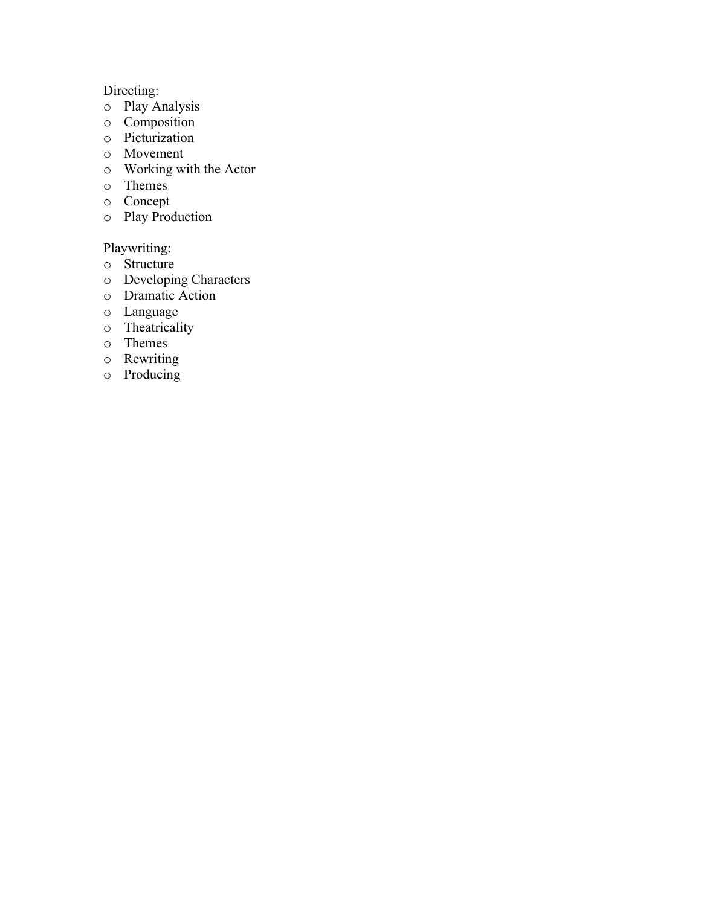Directing:

- Play Analysis
- Composition
- Picturization
- Movement
- Working with the Actor
- Themes
- Concept
- Play Production

Playwriting:

- Structure
- Developing Characters
- Dramatic Action
- Language
- Theatricality
- Themes
- Rewriting
- Producing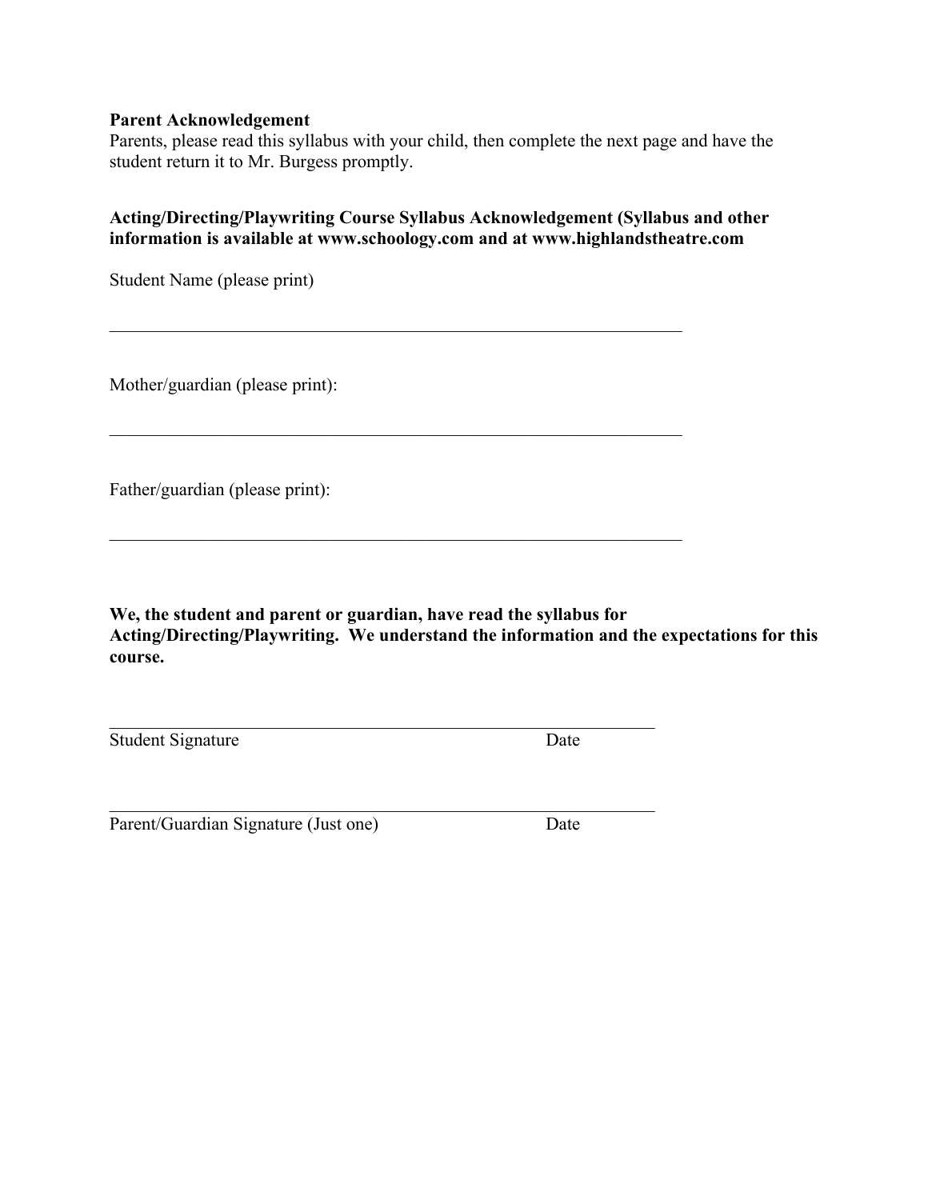**Parent Acknowledgement**

Parents, please read this syllabus with your child, then complete the next page and have the student return it to Mr. Burgess promptly.

**Acting/Directing/Playwriting Course Syllabus Acknowledgement (Syllabus and other information is available at www.schoology.com and at www.highlandstheatre.com**

Student Name (please print)

\_\_\_\_\_\_\_\_\_\_\_\_\_\_\_\_\_\_\_\_\_\_\_\_\_\_\_\_\_\_\_\_\_\_\_\_\_\_\_\_\_\_\_\_\_\_\_\_\_\_\_\_\_\_\_\_\_\_\_\_\_\_\_\_\_\_

Mother/guardian (please print):

\_\_\_\_\_\_\_\_\_\_\_\_\_\_\_\_\_\_\_\_\_\_\_\_\_\_\_\_\_\_\_\_\_\_\_\_\_\_\_\_\_\_\_\_\_\_\_\_\_\_\_\_\_\_\_\_\_\_\_\_\_\_\_\_\_\_

Father/guardian (please print):

\_\_\_\_\_\_\_\_\_\_\_\_\_\_\_\_\_\_\_\_\_\_\_\_\_\_\_\_\_\_\_\_\_\_\_\_\_\_\_\_\_\_\_\_\_\_\_\_\_\_\_\_\_\_\_\_\_\_\_\_\_\_\_\_\_\_

**We, the student and parent or guardian, have read the syllabus for Acting/Directing/Playwriting. We understand the information and the expectations for this course.**

\_\_\_\_\_\_\_\_\_\_\_\_\_\_\_\_\_\_\_\_\_\_\_\_\_\_\_\_\_\_\_\_\_\_\_\_\_\_\_\_\_\_\_\_\_\_\_\_\_\_\_\_\_\_\_\_\_\_\_\_\_\_\_\_

Student Signature Date

\_\_\_\_\_\_\_\_\_\_\_\_\_\_\_\_\_\_\_\_\_\_\_\_\_\_\_\_\_\_\_\_\_\_\_\_\_\_\_\_\_\_\_\_\_\_\_\_\_\_\_\_\_\_\_\_\_\_\_\_\_\_\_\_

Parent/Guardian Signature (Just one) Date